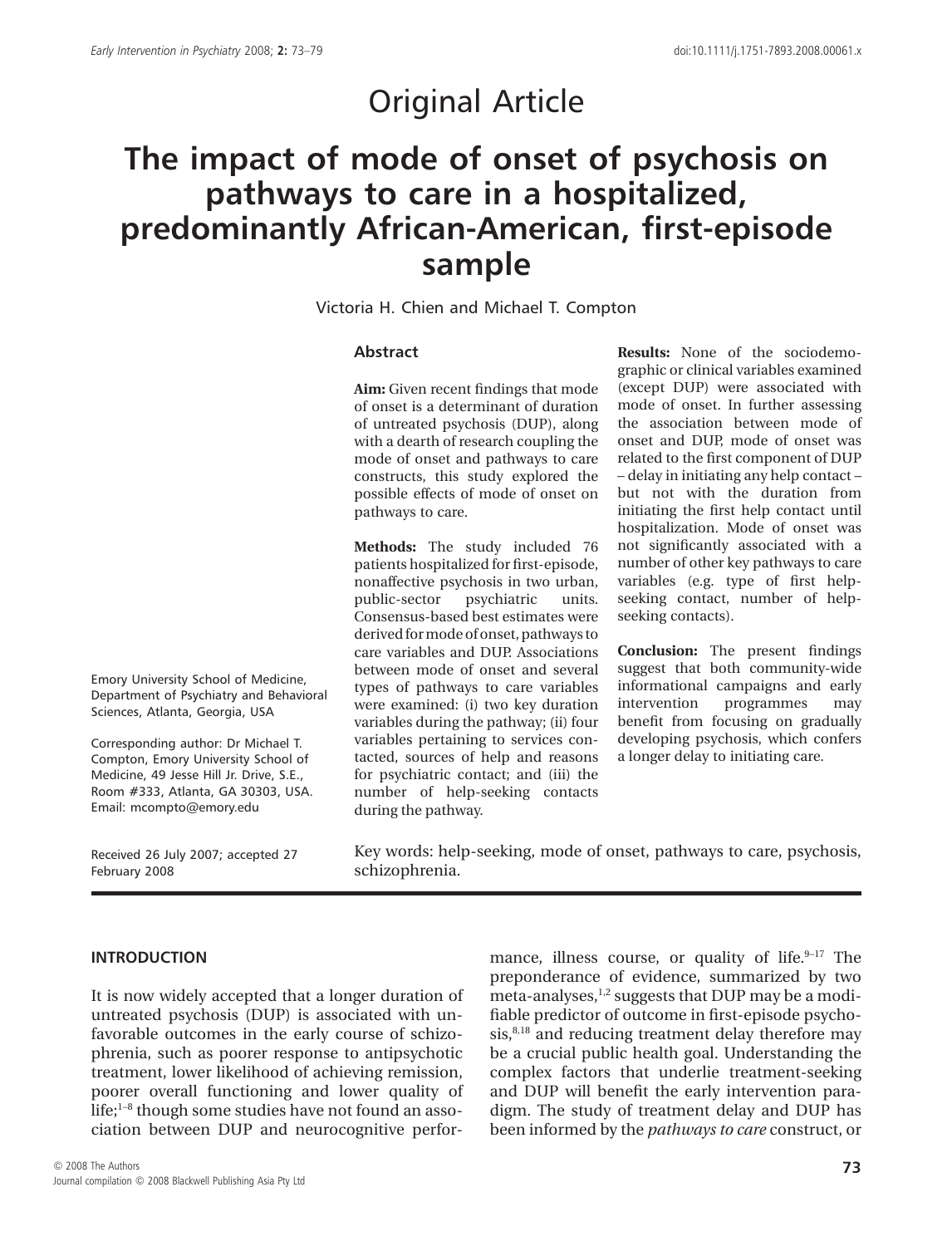Original Article

# The impact of mode of onset of psychosis on pathways to care in a hospitalized, predominantly African-American, first-episode sample

Victoria H. Chien and Michael T. Compton

Emory University School of Medicine, Department of Psychiatry and Behavioral Sciences, Atlanta, Georgia, USA

Corresponding author: Dr Michael T. Compton, Emory University School of Medicine, 49 Jesse Hill Jr. Drive, S.E., Room #333, Atlanta, GA 30303, USA. Email: mcompto@emory.edu

Received 26 July 2007; accepted 27 February 2008

## Abstract

**Aim:** Given recent findings that mode of onset is a determinant of duration of untreated psychosis (DUP), along with a dearth of research coupling the mode of onset and pathways to care constructs, this study explored the possible effects of mode of onset on pathways to care.

**Methods:** The study included 76 patients hospitalized for first-episode, nonaffective psychosis in two urban, public-sector psychiatric units. Consensus-based best estimates were derived for mode of onset, pathways to care variables and DUP. Associations between mode of onset and several types of pathways to care variables were examined: (i) two key duration variables during the pathway; (ii) four variables pertaining to services contacted, sources of help and reasons for psychiatric contact; and (iii) the number of help-seeking contacts during the pathway.

**Results:** None of the sociodemographic or clinical variables examined (except DUP) were associated with mode of onset. In further assessing the association between mode of onset and DUP, mode of onset was related to the first component of DUP – delay in initiating any help contact – but not with the duration from initiating the first help contact until hospitalization. Mode of onset was not significantly associated with a number of other key pathways to care variables (e.g. type of first help-seeking contact, number of help-seeking contacts).

**Conclusion:** The present findings suggest that both community-wide informational campaigns and early intervention programmes may benefit from focusing on gradually developing psychosis, which confers a longer delay to initiating care.

Key words: help-seeking, mode of onset, pathways to care, psychosis, schizophrenia.

## INTRODUCTION

It is now widely accepted that a longer duration of untreated psychosis (DUP) is associated with unfavorable outcomes in the early course of schizophrenia, such as poorer response to antipsychotic treatment, lower likelihood of achieving remission, poorer overall functioning and lower quality of life;[1–8] though some studies have not found an association between DUP and neurocognitive performance, illness course, or quality of life.[9–17] The preponderance of evidence, summarized by two meta-analyses,[1,2] suggests that DUP may be a modifiable predictor of outcome in first-episode psychosis,[8,18] and reducing treatment delay therefore may be a crucial public health goal. Understanding the complex factors that underlie treatment-seeking and DUP will benefit the early intervention paradigm. The study of treatment delay and DUP has been informed by the *pathways to care* construct, or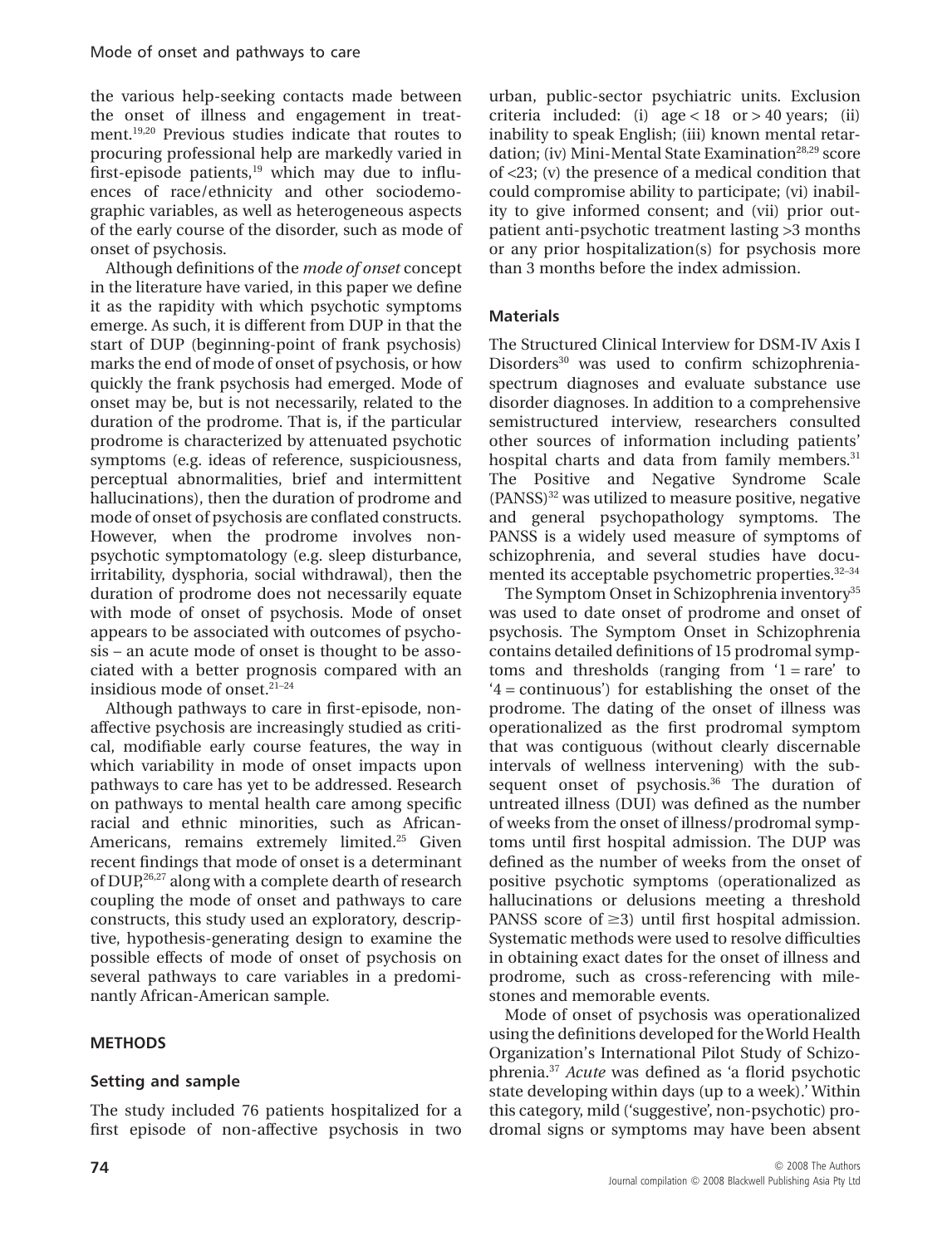the various help-seeking contacts made between the onset of illness and engagement in treatment.[19,20] Previous studies indicate that routes to procuring professional help are markedly varied in first-episode patients,[19] which may due to influences of race/ethnicity and other sociodemographic variables, as well as heterogeneous aspects of the early course of the disorder, such as mode of onset of psychosis.

Although definitions of the *mode of onset* concept in the literature have varied, in this paper we define it as the rapidity with which psychotic symptoms emerge. As such, it is different from DUP in that the start of DUP (beginning-point of frank psychosis) marks the end of mode of onset of psychosis, or how quickly the frank psychosis had emerged. Mode of onset may be, but is not necessarily, related to the duration of the prodrome. That is, if the particular prodrome is characterized by attenuated psychotic symptoms (e.g. ideas of reference, suspiciousness, perceptual abnormalities, brief and intermittent hallucinations), then the duration of prodrome and mode of onset of psychosis are conflated constructs. However, when the prodrome involves non-psychotic symptomatology (e.g. sleep disturbance, irritability, dysphoria, social withdrawal), then the duration of prodrome does not necessarily equate with mode of onset of psychosis. Mode of onset appears to be associated with outcomes of psychosis – an acute mode of onset is thought to be associated with a better prognosis compared with an insidious mode of onset.[21–24]

Although pathways to care in first-episode, non-affective psychosis are increasingly studied as critical, modifiable early course features, the way in which variability in mode of onset impacts upon pathways to care has yet to be addressed. Research on pathways to mental health care among specific racial and ethnic minorities, such as African-Americans, remains extremely limited.[25] Given recent findings that mode of onset is a determinant of DUP,[26,27] along with a complete dearth of research coupling the mode of onset and pathways to care constructs, this study used an exploratory, descriptive, hypothesis-generating design to examine the possible effects of mode of onset of psychosis on several pathways to care variables in a predominantly African-American sample.

## METHODS

### Setting and sample

The study included 76 patients hospitalized for a first episode of non-affective psychosis in two urban, public-sector psychiatric units. Exclusion criteria included: (i) age < 18 or > 40 years; (ii) inability to speak English; (iii) known mental retardation; (iv) Mini-Mental State Examination[28,29] score of <23; (v) the presence of a medical condition that could compromise ability to participate; (vi) inability to give informed consent; and (vii) prior outpatient anti-psychotic treatment lasting >3 months or any prior hospitalization(s) for psychosis more than 3 months before the index admission.

### Materials

The Structured Clinical Interview for DSM-IV Axis I Disorders[30] was used to confirm schizophrenia-spectrum diagnoses and evaluate substance use disorder diagnoses. In addition to a comprehensive semistructured interview, researchers consulted other sources of information including patients' hospital charts and data from family members.[31] The Positive and Negative Syndrome Scale (PANSS)[32] was utilized to measure positive, negative and general psychopathology symptoms. The PANSS is a widely used measure of symptoms of schizophrenia, and several studies have documented its acceptable psychometric properties.[32–34]

The Symptom Onset in Schizophrenia inventory[35] was used to date onset of prodrome and onset of psychosis. The Symptom Onset in Schizophrenia contains detailed definitions of 15 prodromal symptoms and thresholds (ranging from '1 = rare' to '4 = continuous') for establishing the onset of the prodrome. The dating of the onset of illness was operationalized as the first prodromal symptom that was contiguous (without clearly discernable intervals of wellness intervening) with the subsequent onset of psychosis.[36] The duration of untreated illness (DUI) was defined as the number of weeks from the onset of illness/prodromal symptoms until first hospital admission. The DUP was defined as the number of weeks from the onset of positive psychotic symptoms (operationalized as hallucinations or delusions meeting a threshold PANSS score of ≥3) until first hospital admission. Systematic methods were used to resolve difficulties in obtaining exact dates for the onset of illness and prodrome, such as cross-referencing with milestones and memorable events.

Mode of onset of psychosis was operationalized using the definitions developed for the World Health Organization's International Pilot Study of Schizophrenia.[37] *Acute* was defined as 'a florid psychotic state developing within days (up to a week).' Within this category, mild ('suggestive', non-psychotic) prodromal signs or symptoms may have been absent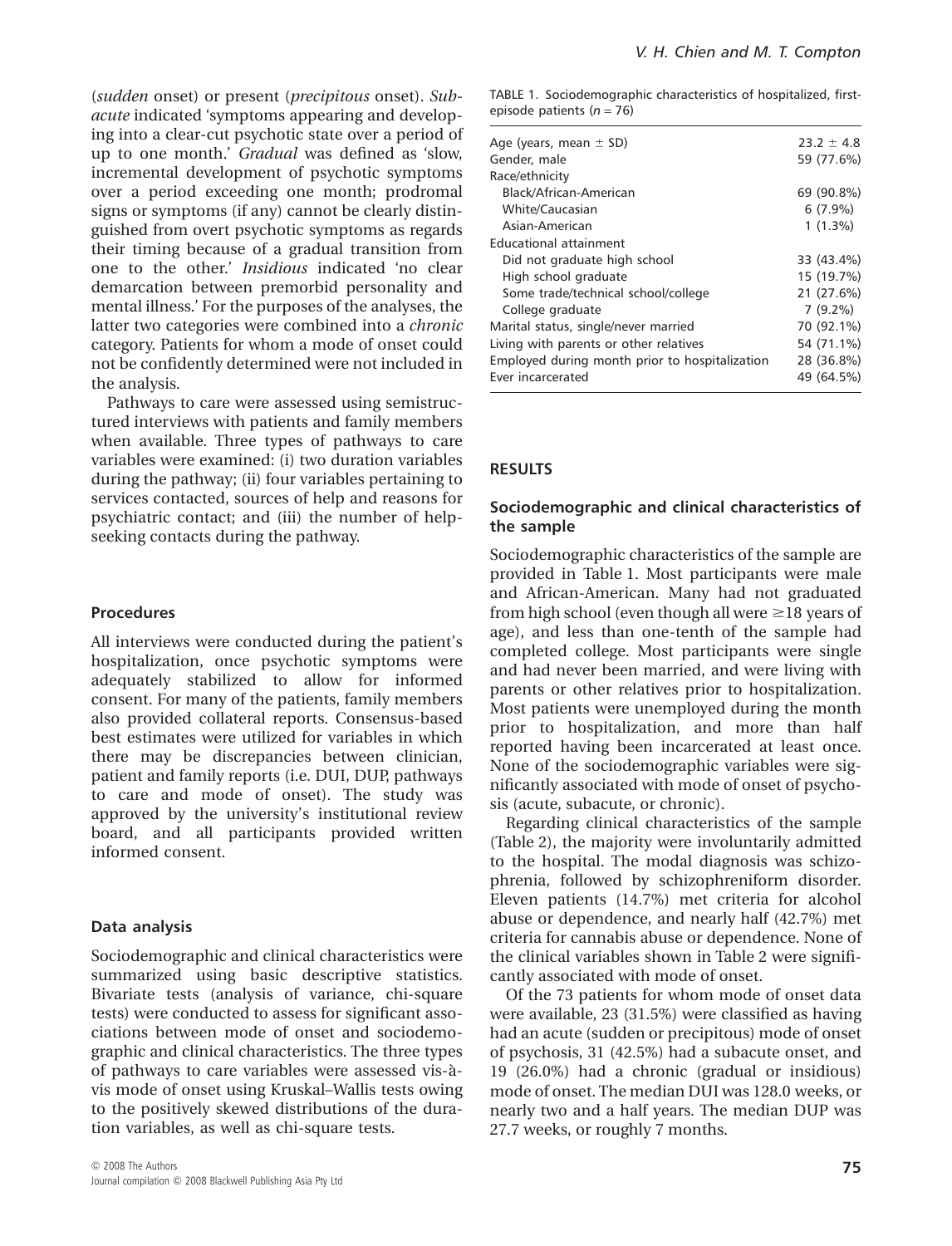(*sudden* onset) or present (*precipitous* onset). *Subacute* indicated 'symptoms appearing and developing into a clear-cut psychotic state over a period of up to one month.' *Gradual* was defined as 'slow, incremental development of psychotic symptoms over a period exceeding one month; prodromal signs or symptoms (if any) cannot be clearly distinguished from overt psychotic symptoms as regards their timing because of a gradual transition from one to the other.' *Insidious* indicated 'no clear demarcation between premorbid personality and mental illness.' For the purposes of the analyses, the latter two categories were combined into a *chronic* category. Patients for whom a mode of onset could not be confidently determined were not included in the analysis.

Pathways to care were assessed using semistructured interviews with patients and family members when available. Three types of pathways to care variables were examined: (i) two duration variables during the pathway; (ii) four variables pertaining to services contacted, sources of help and reasons for psychiatric contact; and (iii) the number of help-seeking contacts during the pathway.

### Procedures

All interviews were conducted during the patient's hospitalization, once psychotic symptoms were adequately stabilized to allow for informed consent. For many of the patients, family members also provided collateral reports. Consensus-based best estimates were utilized for variables in which there may be discrepancies between clinician, patient and family reports (i.e. DUI, DUP, pathways to care and mode of onset). The study was approved by the university's institutional review board, and all participants provided written informed consent.

### Data analysis

Sociodemographic and clinical characteristics were summarized using basic descriptive statistics. Bivariate tests (analysis of variance, chi-square tests) were conducted to assess for significant associations between mode of onset and sociodemographic and clinical characteristics. The three types of pathways to care variables were assessed vis-à-vis mode of onset using Kruskal–Wallis tests owing to the positively skewed distributions of the duration variables, as well as chi-square tests.

TABLE 1. Sociodemographic characteristics of hospitalized, first-episode patients ($n = 76$)

| | |
|---|---|
| Age (years, mean ± SD) | 23.2 ± 4.8 |
| Gender, male | 59 (77.6%) |
| Race/ethnicity | |
| Black/African-American | 69 (90.8%) |
| White/Caucasian | 6 (7.9%) |
| Asian-American | 1 (1.3%) |
| Educational attainment | |
| Did not graduate high school | 33 (43.4%) |
| High school graduate | 15 (19.7%) |
| Some trade/technical school/college | 21 (27.6%) |
| College graduate | 7 (9.2%) |
| Marital status, single/never married | 70 (92.1%) |
| Living with parents or other relatives | 54 (71.1%) |
| Employed during month prior to hospitalization | 28 (36.8%) |
| Ever incarcerated | 49 (64.5%) |

## RESULTS

### Sociodemographic and clinical characteristics of the sample

Sociodemographic characteristics of the sample are provided in Table 1. Most participants were male and African-American. Many had not graduated from high school (even though all were ≥18 years of age), and less than one-tenth of the sample had completed college. Most participants were single and had never been married, and were living with parents or other relatives prior to hospitalization. Most patients were unemployed during the month prior to hospitalization, and more than half reported having been incarcerated at least once. None of the sociodemographic variables were significantly associated with mode of onset of psychosis (acute, subacute, or chronic).

Regarding clinical characteristics of the sample (Table 2), the majority were involuntarily admitted to the hospital. The modal diagnosis was schizophrenia, followed by schizophreniform disorder. Eleven patients (14.7%) met criteria for alcohol abuse or dependence, and nearly half (42.7%) met criteria for cannabis abuse or dependence. None of the clinical variables shown in Table 2 were significantly associated with mode of onset.

Of the 73 patients for whom mode of onset data were available, 23 (31.5%) were classified as having had an acute (sudden or precipitous) mode of onset of psychosis, 31 (42.5%) had a subacute onset, and 19 (26.0%) had a chronic (gradual or insidious) mode of onset. The median DUI was 128.0 weeks, or nearly two and a half years. The median DUP was 27.7 weeks, or roughly 7 months.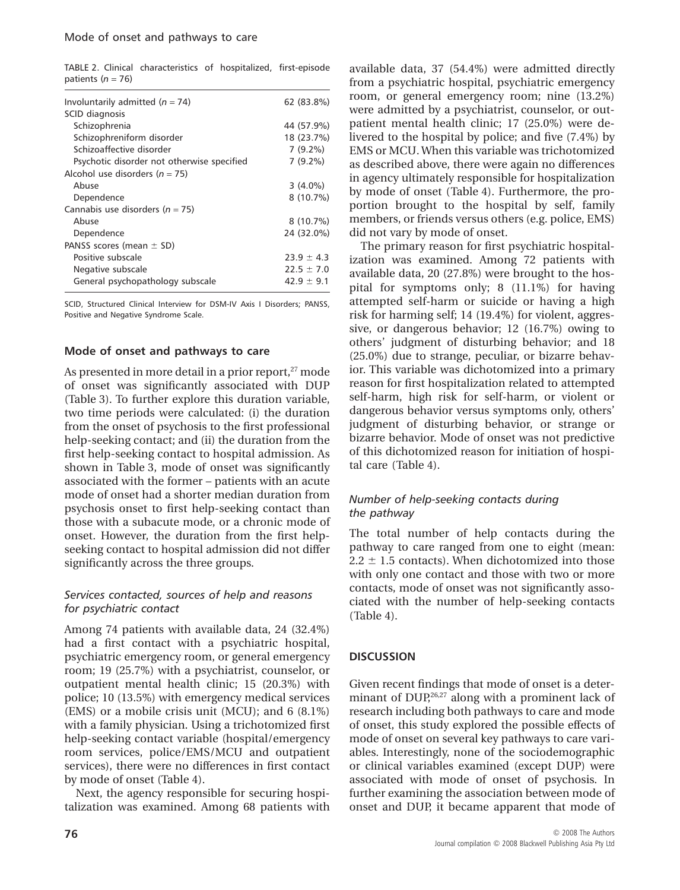TABLE 2. Clinical characteristics of hospitalized, first-episode patients ($n$ = 76)

| | |
|---|---|
| Involuntarily admitted ($n$ = 74) | 62 (83.8%) |
| SCID diagnosis | |
| Schizophrenia | 44 (57.9%) |
| Schizophreniform disorder | 18 (23.7%) |
| Schizoaffective disorder | 7 (9.2%) |
| Psychotic disorder not otherwise specified | 7 (9.2%) |
| Alcohol use disorders ($n$ = 75) | |
| Abuse | 3 (4.0%) |
| Dependence | 8 (10.7%) |
| Cannabis use disorders ($n$ = 75) | |
| Abuse | 8 (10.7%) |
| Dependence | 24 (32.0%) |
| PANSS scores (mean ± SD) | |
| Positive subscale | 23.9 ± 4.3 |
| Negative subscale | 22.5 ± 7.0 |
| General psychopathology subscale | 42.9 ± 9.1 |

SCID, Structured Clinical Interview for DSM-IV Axis I Disorders; PANSS, Positive and Negative Syndrome Scale.

### Mode of onset and pathways to care

As presented in more detail in a prior report,[27] mode of onset was significantly associated with DUP (Table 3). To further explore this duration variable, two time periods were calculated: (i) the duration from the onset of psychosis to the first professional help-seeking contact; and (ii) the duration from the first help-seeking contact to hospital admission. As shown in Table 3, mode of onset was significantly associated with the former – patients with an acute mode of onset had a shorter median duration from psychosis onset to first help-seeking contact than those with a subacute mode, or a chronic mode of onset. However, the duration from the first help-seeking contact to hospital admission did not differ significantly across the three groups.

#### *Services contacted, sources of help and reasons for psychiatric contact*

Among 74 patients with available data, 24 (32.4%) had a first contact with a psychiatric hospital, psychiatric emergency room, or general emergency room; 19 (25.7%) with a psychiatrist, counselor, or outpatient mental health clinic; 15 (20.3%) with police; 10 (13.5%) with emergency medical services (EMS) or a mobile crisis unit (MCU); and 6 (8.1%) with a family physician. Using a trichotomized first help-seeking contact variable (hospital/emergency room services, police/EMS/MCU and outpatient services), there were no differences in first contact by mode of onset (Table 4).

Next, the agency responsible for securing hospitalization was examined. Among 68 patients with available data, 37 (54.4%) were admitted directly from a psychiatric hospital, psychiatric emergency room, or general emergency room; nine (13.2%) were admitted by a psychiatrist, counselor, or outpatient mental health clinic; 17 (25.0%) were delivered to the hospital by police; and five (7.4%) by EMS or MCU. When this variable was trichotomized as described above, there were again no differences in agency ultimately responsible for hospitalization by mode of onset (Table 4). Furthermore, the proportion brought to the hospital by self, family members, or friends versus others (e.g. police, EMS) did not vary by mode of onset.

The primary reason for first psychiatric hospitalization was examined. Among 72 patients with available data, 20 (27.8%) were brought to the hospital for symptoms only; 8 (11.1%) for having attempted self-harm or suicide or having a high risk for harming self; 14 (19.4%) for violent, aggressive, or dangerous behavior; 12 (16.7%) owing to others' judgment of disturbing behavior; and 18 (25.0%) due to strange, peculiar, or bizarre behavior. This variable was dichotomized into a primary reason for first hospitalization related to attempted self-harm, high risk for self-harm, or violent or dangerous behavior versus symptoms only, others' judgment of disturbing behavior, or strange or bizarre behavior. Mode of onset was not predictive of this dichotomized reason for initiation of hospital care (Table 4).

#### *Number of help-seeking contacts during the pathway*

The total number of help contacts during the pathway to care ranged from one to eight (mean: 2.2 ± 1.5 contacts). When dichotomized into those with only one contact and those with two or more contacts, mode of onset was not significantly associated with the number of help-seeking contacts (Table 4).

## DISCUSSION

Given recent findings that mode of onset is a determinant of DUP,[26,27] along with a prominent lack of research including both pathways to care and mode of onset, this study explored the possible effects of mode of onset on several key pathways to care variables. Interestingly, none of the sociodemographic or clinical variables examined (except DUP) were associated with mode of onset of psychosis. In further examining the association between mode of onset and DUP, it became apparent that mode of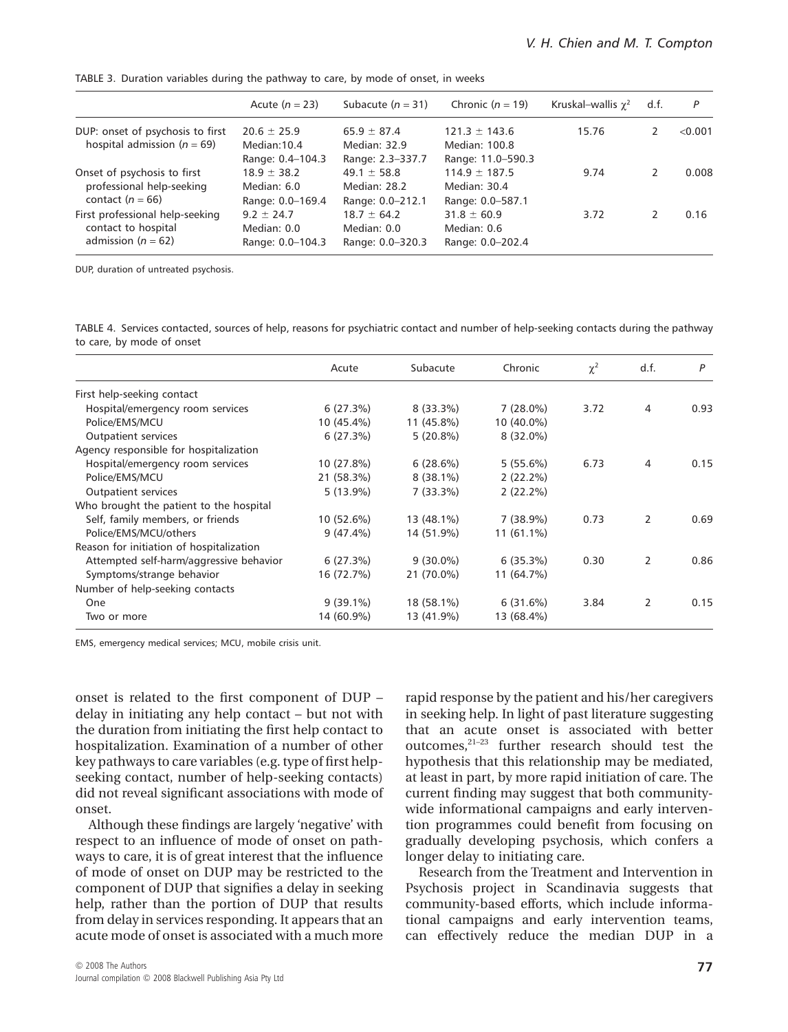TABLE 3. Duration variables during the pathway to care, by mode of onset, in weeks

| | Acute ($n = 23$) | Subacute ($n = 31$) | Chronic ($n = 19$) | Kruskal–wallis $\chi^2$ | d.f. | $P$ |
|---|---|---|---|---|---|---|
| DUP: onset of psychosis to first hospital admission ($n = 69$) | 20.6 ± 25.9<br>Median:10.4<br>Range: 0.4–104.3 | 65.9 ± 87.4<br>Median: 32.9<br>Range: 2.3–337.7 | 121.3 ± 143.6<br>Median: 100.8<br>Range: 11.0–590.3 | 15.76 | 2 | <0.001 |
| Onset of psychosis to first professional help-seeking contact ($n = 66$) | 18.9 ± 38.2<br>Median: 6.0<br>Range: 0.0–169.4 | 49.1 ± 58.8<br>Median: 28.2<br>Range: 0.0–212.1 | 114.9 ± 187.5<br>Median: 30.4<br>Range: 0.0–587.1 | 9.74 | 2 | 0.008 |
| First professional help-seeking contact to hospital admission ($n = 62$) | 9.2 ± 24.7<br>Median: 0.0<br>Range: 0.0–104.3 | 18.7 ± 64.2<br>Median: 0.0<br>Range: 0.0–320.3 | 31.8 ± 60.9<br>Median: 0.6<br>Range: 0.0–202.4 | 3.72 | 2 | 0.16 |

DUP, duration of untreated psychosis.

TABLE 4. Services contacted, sources of help, reasons for psychiatric contact and number of help-seeking contacts during the pathway to care, by mode of onset

| | Acute | Subacute | Chronic | $\chi^2$ | d.f. | $P$ |
|---|---|---|---|---|---|---|
| First help-seeking contact | | | | | | |
| Hospital/emergency room services | 6 (27.3%) | 8 (33.3%) | 7 (28.0%) | 3.72 | 4 | 0.93 |
| Police/EMS/MCU | 10 (45.4%) | 11 (45.8%) | 10 (40.0%) | | | |
| Outpatient services | 6 (27.3%) | 5 (20.8%) | 8 (32.0%) | | | |
| Agency responsible for hospitalization | | | | | | |
| Hospital/emergency room services | 10 (27.8%) | 6 (28.6%) | 5 (55.6%) | 6.73 | 4 | 0.15 |
| Police/EMS/MCU | 21 (58.3%) | 8 (38.1%) | 2 (22.2%) | | | |
| Outpatient services | 5 (13.9%) | 7 (33.3%) | 2 (22.2%) | | | |
| Who brought the patient to the hospital | | | | | | |
| Self, family members, or friends | 10 (52.6%) | 13 (48.1%) | 7 (38.9%) | 0.73 | 2 | 0.69 |
| Police/EMS/MCU/others | 9 (47.4%) | 14 (51.9%) | 11 (61.1%) | | | |
| Reason for initiation of hospitalization | | | | | | |
| Attempted self-harm/aggressive behavior | 6 (27.3%) | 9 (30.0%) | 6 (35.3%) | 0.30 | 2 | 0.86 |
| Symptoms/strange behavior | 16 (72.7%) | 21 (70.0%) | 11 (64.7%) | | | |
| Number of help-seeking contacts | | | | | | |
| One | 9 (39.1%) | 18 (58.1%) | 6 (31.6%) | 3.84 | 2 | 0.15 |
| Two or more | 14 (60.9%) | 13 (41.9%) | 13 (68.4%) | | | |

EMS, emergency medical services; MCU, mobile crisis unit.

onset is related to the first component of DUP – delay in initiating any help contact – but not with the duration from initiating the first help contact to hospitalization. Examination of a number of other key pathways to care variables (e.g. type of first help-seeking contact, number of help-seeking contacts) did not reveal significant associations with mode of onset.

Although these findings are largely 'negative' with respect to an influence of mode of onset on pathways to care, it is of great interest that the influence of mode of onset on DUP may be restricted to the component of DUP that signifies a delay in seeking help, rather than the portion of DUP that results from delay in services responding. It appears that an acute mode of onset is associated with a much more rapid response by the patient and his/her caregivers in seeking help. In light of past literature suggesting that an acute onset is associated with better outcomes,[21–23] further research should test the hypothesis that this relationship may be mediated, at least in part, by more rapid initiation of care. The current finding may suggest that both community-wide informational campaigns and early intervention programmes could benefit from focusing on gradually developing psychosis, which confers a longer delay to initiating care.

Research from the Treatment and Intervention in Psychosis project in Scandinavia suggests that community-based efforts, which include informational campaigns and early intervention teams, can effectively reduce the median DUP in a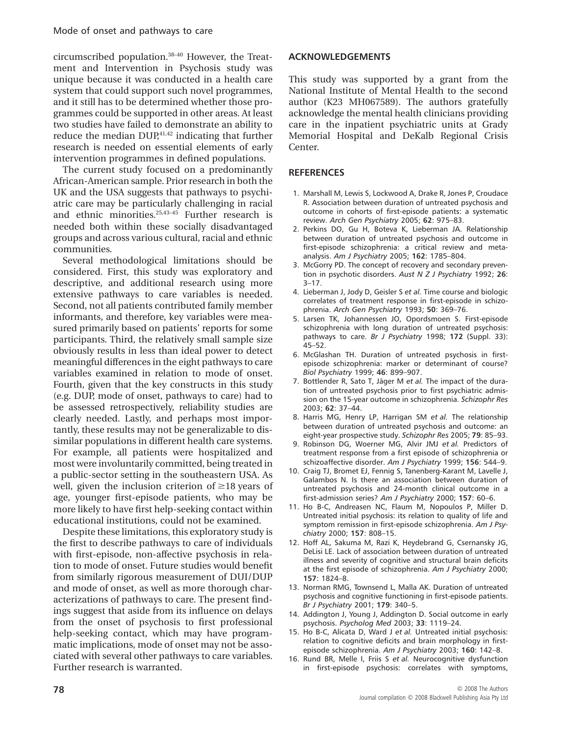circumscribed population.[38–40] However, the Treatment and Intervention in Psychosis study was unique because it was conducted in a health care system that could support such novel programmes, and it still has to be determined whether those programmes could be supported in other areas. At least two studies have failed to demonstrate an ability to reduce the median DUP,[41,42] indicating that further research is needed on essential elements of early intervention programmes in defined populations.

The current study focused on a predominantly African-American sample. Prior research in both the UK and the USA suggests that pathways to psychiatric care may be particularly challenging in racial and ethnic minorities.[25,43–45] Further research is needed both within these socially disadvantaged groups and across various cultural, racial and ethnic communities.

Several methodological limitations should be considered. First, this study was exploratory and descriptive, and additional research using more extensive pathways to care variables is needed. Second, not all patients contributed family member informants, and therefore, key variables were measured primarily based on patients' reports for some participants. Third, the relatively small sample size obviously results in less than ideal power to detect meaningful differences in the eight pathways to care variables examined in relation to mode of onset. Fourth, given that the key constructs in this study (e.g. DUP, mode of onset, pathways to care) had to be assessed retrospectively, reliability studies are clearly needed. Lastly, and perhaps most importantly, these results may not be generalizable to dissimilar populations in different health care systems. For example, all patients were hospitalized and most were involuntarily committed, being treated in a public-sector setting in the southeastern USA. As well, given the inclusion criterion of ≥18 years of age, younger first-episode patients, who may be more likely to have first help-seeking contact within educational institutions, could not be examined.

Despite these limitations, this exploratory study is the first to describe pathways to care of individuals with first-episode, non-affective psychosis in relation to mode of onset. Future studies would benefit from similarly rigorous measurement of DUI/DUP and mode of onset, as well as more thorough characterizations of pathways to care. The present findings suggest that aside from its influence on delays from the onset of psychosis to first professional help-seeking contact, which may have programmatic implications, mode of onset may not be associated with several other pathways to care variables. Further research is warranted.

## ACKNOWLEDGEMENTS

This study was supported by a grant from the National Institute of Mental Health to the second author (K23 MH067589). The authors gratefully acknowledge the mental health clinicians providing care in the inpatient psychiatric units at Grady Memorial Hospital and DeKalb Regional Crisis Center.

## REFERENCES

1. Marshall M, Lewis S, Lockwood A, Drake R, Jones P, Croudace R. Association between duration of untreated psychosis and outcome in cohorts of first-episode patients: a systematic review. *Arch Gen Psychiatry* 2005; **62**: 975–83.
2. Perkins DO, Gu H, Boteva K, Lieberman JA. Relationship between duration of untreated psychosis and outcome in first-episode schizophrenia: a critical review and meta-analysis. *Am J Psychiatry* 2005; **162**: 1785–804.
3. McGorry PD. The concept of recovery and secondary prevention in psychotic disorders. *Aust N Z J Psychiatry* 1992; **26**: 3–17.
4. Lieberman J, Jody D, Geisler S *et al.* Time course and biologic correlates of treatment response in first-episode in schizophrenia. *Arch Gen Psychiatry* 1993; **50**: 369–76.
5. Larsen TK, Johannessen JO, Opordsmoen S. First-episode schizophrenia with long duration of untreated psychosis: pathways to care. *Br J Psychiatry* 1998; **172** (Suppl. 33): 45–52.
6. McGlashan TH. Duration of untreated psychosis in first-episode schizophrenia: marker or determinant of course? *Biol Psychiatry* 1999; **46**: 899–907.
7. Bottlender R, Sato T, Jäger M *et al.* The impact of the duration of untreated psychosis prior to first psychiatric admission on the 15-year outcome in schizophrenia. *Schizophr Res* 2003; **62**: 37–44.
8. Harris MG, Henry LP, Harrigan SM *et al.* The relationship between duration of untreated psychosis and outcome: an eight-year prospective study. *Schizophr Res* 2005; **79**: 85–93.
9. Robinson DG, Woerner MG, Alvir JMJ *et al.* Predictors of treatment response from a first episode of schizophrenia or schizoaffective disorder. *Am J Psychiatry* 1999; **156**: 544–9.
10. Craig TJ, Bromet EJ, Fennig S, Tanenberg-Karant M, Lavelle J, Galambos N. Is there an association between duration of untreated psychosis and 24-month clinical outcome in a first-admission series? *Am J Psychiatry* 2000; **157**: 60–6.
11. Ho B-C, Andreasen NC, Flaum M, Nopoulos P, Miller D. Untreated initial psychosis: its relation to quality of life and symptom remission in first-episode schizophrenia. *Am J Psychiatry* 2000; **157**: 808–15.
12. Hoff AL, Sakuma M, Razi K, Heydebrand G, Csernansky JG, DeLisi LE. Lack of association between duration of untreated illness and severity of cognitive and structural brain deficits at the first episode of schizophrenia. *Am J Psychiatry* 2000; **157**: 1824–8.
13. Norman RMG, Townsend L, Malla AK. Duration of untreated psychosis and cognitive functioning in first-episode patients. *Br J Psychiatry* 2001; **179**: 340–5.
14. Addington J, Young J, Addington D. Social outcome in early psychosis. *Psycholog Med* 2003; **33**: 1119–24.
15. Ho B-C, Alicata D, Ward J *et al.* Untreated initial psychosis: relation to cognitive deficits and brain morphology in first-episode schizophrenia. *Am J Psychiatry* 2003; **160**: 142–8.
16. Rund BR, Melle I, Friis S *et al.* Neurocognitive dysfunction in first-episode psychosis: correlates with symptoms,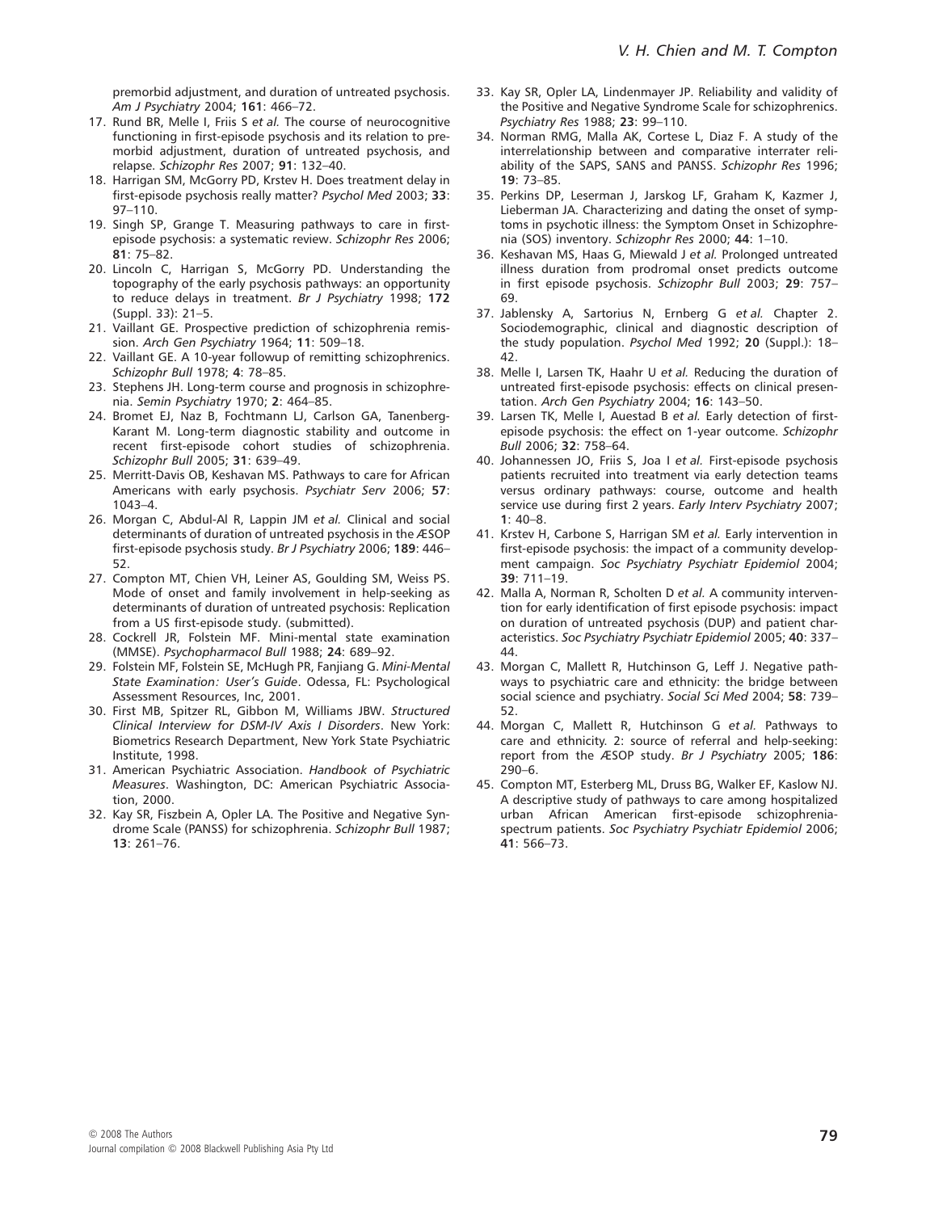premorbid adjustment, and duration of untreated psychosis. *Am J Psychiatry* 2004; **161**: 466–72.

17. Rund BR, Melle I, Friis S *et al.* The course of neurocognitive functioning in first-episode psychosis and its relation to premorbid adjustment, duration of untreated psychosis, and relapse. *Schizophr Res* 2007; **91**: 132–40.
18. Harrigan SM, McGorry PD, Krstev H. Does treatment delay in first-episode psychosis really matter? *Psychol Med* 2003; **33**: 97–110.
19. Singh SP, Grange T. Measuring pathways to care in first-episode psychosis: a systematic review. *Schizophr Res* 2006; **81**: 75–82.
20. Lincoln C, Harrigan S, McGorry PD. Understanding the topography of the early psychosis pathways: an opportunity to reduce delays in treatment. *Br J Psychiatry* 1998; **172** (Suppl. 33): 21–5.
21. Vaillant GE. Prospective prediction of schizophrenia remission. *Arch Gen Psychiatry* 1964; **11**: 509–18.
22. Vaillant GE. A 10-year followup of remitting schizophrenics. *Schizophr Bull* 1978; **4**: 78–85.
23. Stephens JH. Long-term course and prognosis in schizophrenia. *Semin Psychiatry* 1970; **2**: 464–85.
24. Bromet EJ, Naz B, Fochtmann LJ, Carlson GA, Tanenberg-Karant M. Long-term diagnostic stability and outcome in recent first-episode cohort studies of schizophrenia. *Schizophr Bull* 2005; **31**: 639–49.
25. Merritt-Davis OB, Keshavan MS. Pathways to care for African Americans with early psychosis. *Psychiatr Serv* 2006; **57**: 1043–4.
26. Morgan C, Abdul-Al R, Lappin JM *et al.* Clinical and social determinants of duration of untreated psychosis in the ÆSOP first-episode psychosis study. *Br J Psychiatry* 2006; **189**: 446–52.
27. Compton MT, Chien VH, Leiner AS, Goulding SM, Weiss PS. Mode of onset and family involvement in help-seeking as determinants of duration of untreated psychosis: Replication from a US first-episode study. (submitted).
28. Cockrell JR, Folstein MF. Mini-mental state examination (MMSE). *Psychopharmacol Bull* 1988; **24**: 689–92.
29. Folstein MF, Folstein SE, McHugh PR, Fanjiang G. *Mini-Mental State Examination: User's Guide*. Odessa, FL: Psychological Assessment Resources, Inc, 2001.
30. First MB, Spitzer RL, Gibbon M, Williams JBW. *Structured Clinical Interview for DSM-IV Axis I Disorders*. New York: Biometrics Research Department, New York State Psychiatric Institute, 1998.
31. American Psychiatric Association. *Handbook of Psychiatric Measures*. Washington, DC: American Psychiatric Association, 2000.
32. Kay SR, Fiszbein A, Opler LA. The Positive and Negative Syndrome Scale (PANSS) for schizophrenia. *Schizophr Bull* 1987; **13**: 261–76.
33. Kay SR, Opler LA, Lindenmayer JP. Reliability and validity of the Positive and Negative Syndrome Scale for schizophrenics. *Psychiatry Res* 1988; **23**: 99–110.
34. Norman RMG, Malla AK, Cortese L, Diaz F. A study of the interrelationship between and comparative interrater reliability of the SAPS, SANS and PANSS. *Schizophr Res* 1996; **19**: 73–85.
35. Perkins DP, Leserman J, Jarskog LF, Graham K, Kazmer J, Lieberman JA. Characterizing and dating the onset of symptoms in psychotic illness: the Symptom Onset in Schizophrenia (SOS) inventory. *Schizophr Res* 2000; **44**: 1–10.
36. Keshavan MS, Haas G, Miewald J *et al.* Prolonged untreated illness duration from prodromal onset predicts outcome in first episode psychosis. *Schizophr Bull* 2003; **29**: 757–69.
37. Jablensky A, Sartorius N, Ernberg G *et al.* Chapter 2. Sociodemographic, clinical and diagnostic description of the study population. *Psychol Med* 1992; **20** (Suppl.): 18–42.
38. Melle I, Larsen TK, Haahr U *et al.* Reducing the duration of untreated first-episode psychosis: effects on clinical presentation. *Arch Gen Psychiatry* 2004; **16**: 143–50.
39. Larsen TK, Melle I, Auestad B *et al.* Early detection of first-episode psychosis: the effect on 1-year outcome. *Schizophr Bull* 2006; **32**: 758–64.
40. Johannessen JO, Friis S, Joa I *et al.* First-episode psychosis patients recruited into treatment via early detection teams versus ordinary pathways: course, outcome and health service use during first 2 years. *Early Interv Psychiatry* 2007; **1**: 40–8.
41. Krstev H, Carbone S, Harrigan SM *et al.* Early intervention in first-episode psychosis: the impact of a community development campaign. *Soc Psychiatry Psychiatr Epidemiol* 2004; **39**: 711–19.
42. Malla A, Norman R, Scholten D *et al.* A community intervention for early identification of first episode psychosis: impact on duration of untreated psychosis (DUP) and patient characteristics. *Soc Psychiatry Psychiatr Epidemiol* 2005; **40**: 337–44.
43. Morgan C, Mallett R, Hutchinson G, Leff J. Negative pathways to psychiatric care and ethnicity: the bridge between social science and psychiatry. *Social Sci Med* 2004; **58**: 739–52.
44. Morgan C, Mallett R, Hutchinson G *et al.* Pathways to care and ethnicity. 2: source of referral and help-seeking: report from the ÆSOP study. *Br J Psychiatry* 2005; **186**: 290–6.
45. Compton MT, Esterberg ML, Druss BG, Walker EF, Kaslow NJ. A descriptive study of pathways to care among hospitalized urban African American first-episode schizophrenia-spectrum patients. *Soc Psychiatry Psychiatr Epidemiol* 2006; **41**: 566–73.